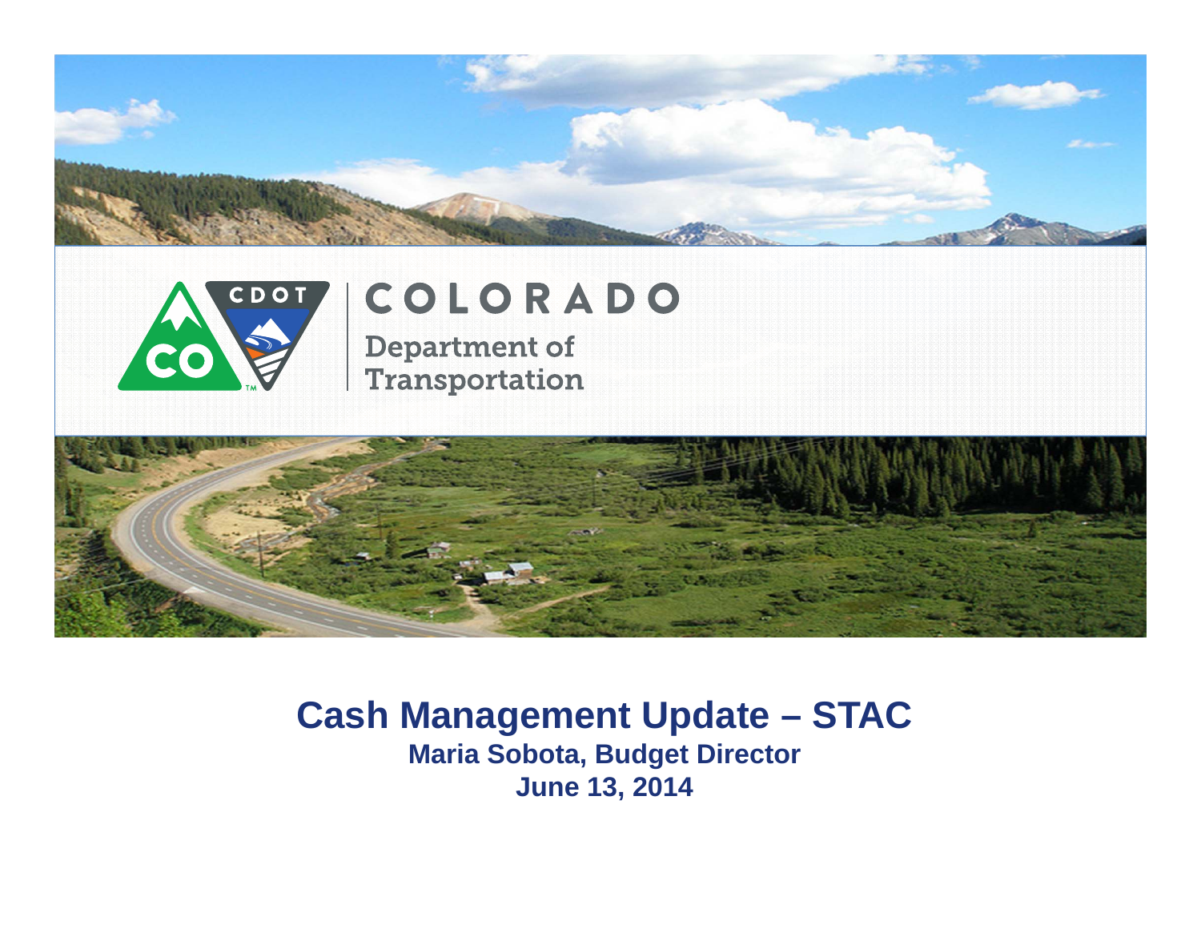COLORADO

Department of Transportation

# Cash Management Update – STAC

**Maria Sobota, Budget Director**

**June 13, 2014**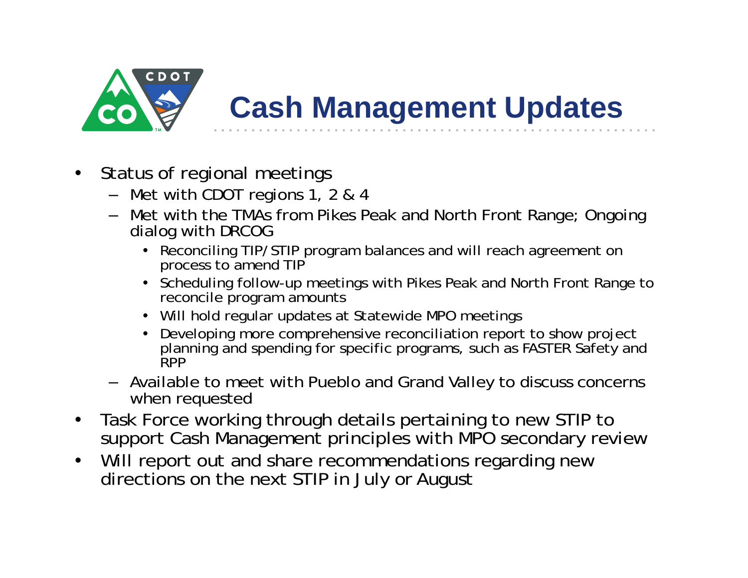# Cash Management Updates

- Status of regional meetings
  - Met with CDOT regions 1, 2 & 4
  - Met with the TMAs from Pikes Peak and North Front Range; Ongoing dialog with DRCOG
    - Reconciling TIP/STIP program balances and will reach agreement on process to amend TIP
    - Scheduling follow-up meetings with Pikes Peak and North Front Range to reconcile program amounts
    - Will hold regular updates at Statewide MPO meetings
    - Developing more comprehensive reconciliation report to show project planning and spending for specific programs, such as FASTER Safety and RPP
  - Available to meet with Pueblo and Grand Valley to discuss concerns when requested
- Task Force working through details pertaining to new STIP to support Cash Management principles with MPO secondary review
- Will report out and share recommendations regarding new directions on the next STIP in July or August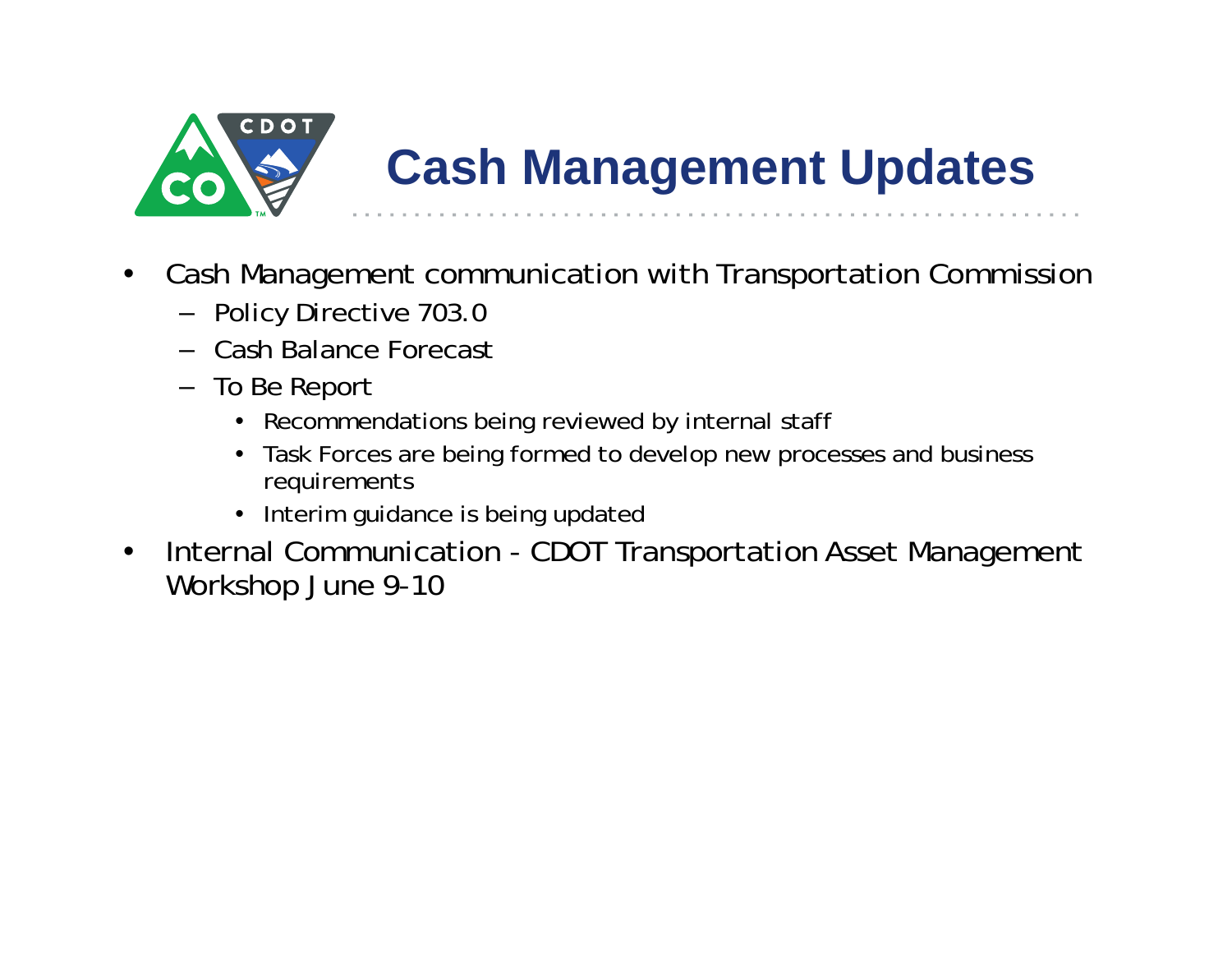# Cash Management Updates

- Cash Management communication with Transportation Commission
  - Policy Directive 703.0
  - Cash Balance Forecast
  - To Be Report
    - Recommendations being reviewed by internal staff
    - Task Forces are being formed to develop new processes and business requirements
    - Interim guidance is being updated
- Internal Communication - CDOT Transportation Asset Management Workshop June 9-10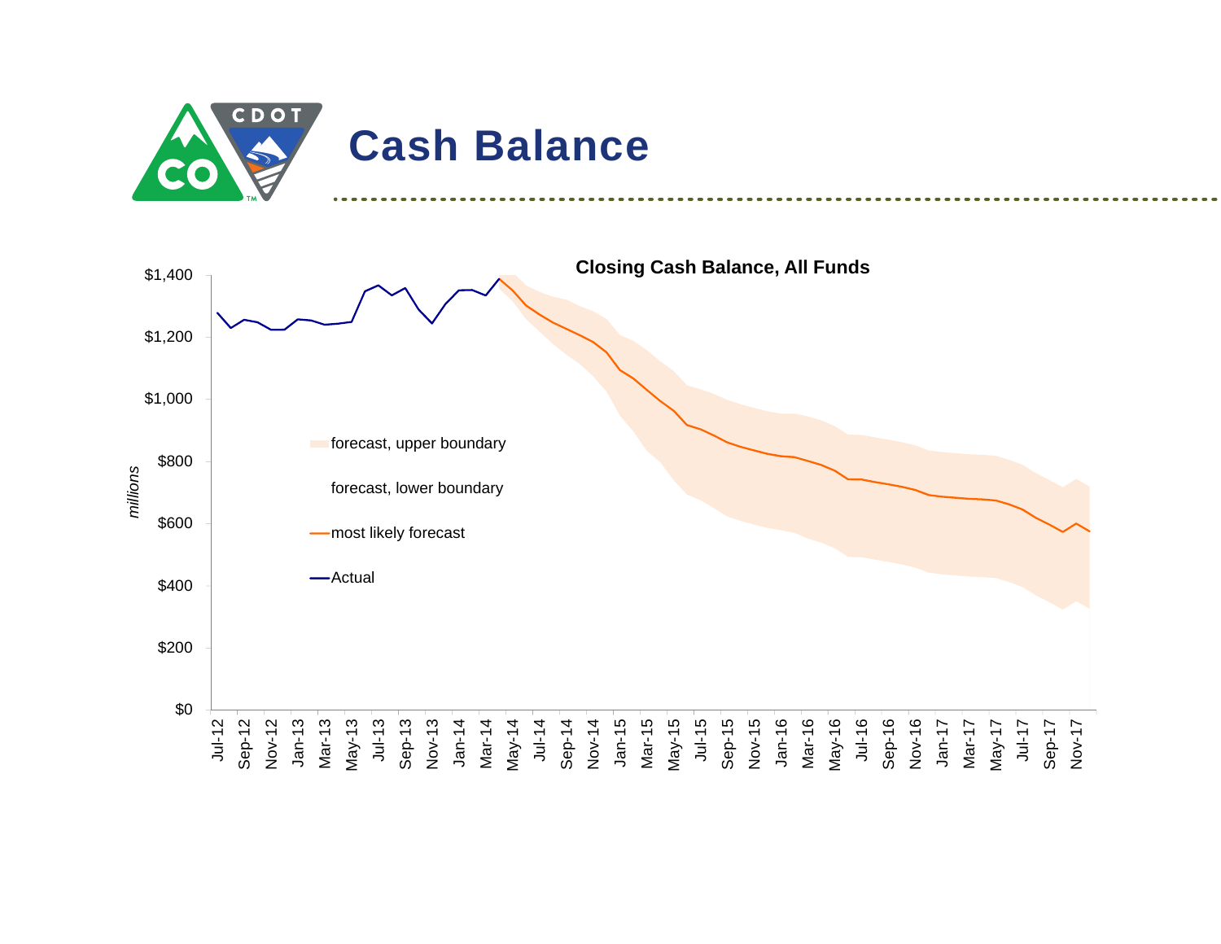# Cash Balance

Closing Cash Balance, All Funds

$1,400
$1,200
$1,000
$800
$600
$400
$200
$0

millions

forecast, upper boundary
forecast, lower boundary
most likely forecast
Actual

Jul-12
Sep-12
Nov-12
Jan-13
Mar-13
May-13
Jul-13
Sep-13
Nov-13
Jan-14
Mar-14
May-14
Jul-14
Sep-14
Nov-14
Jan-15
Mar-15
May-15
Jul-15
Sep-15
Nov-15
Jan-16
Mar-16
May-16
Jul-16
Sep-16
Nov-16
Jan-17
Mar-17
May-17
Jul-17
Sep-17
Nov-17